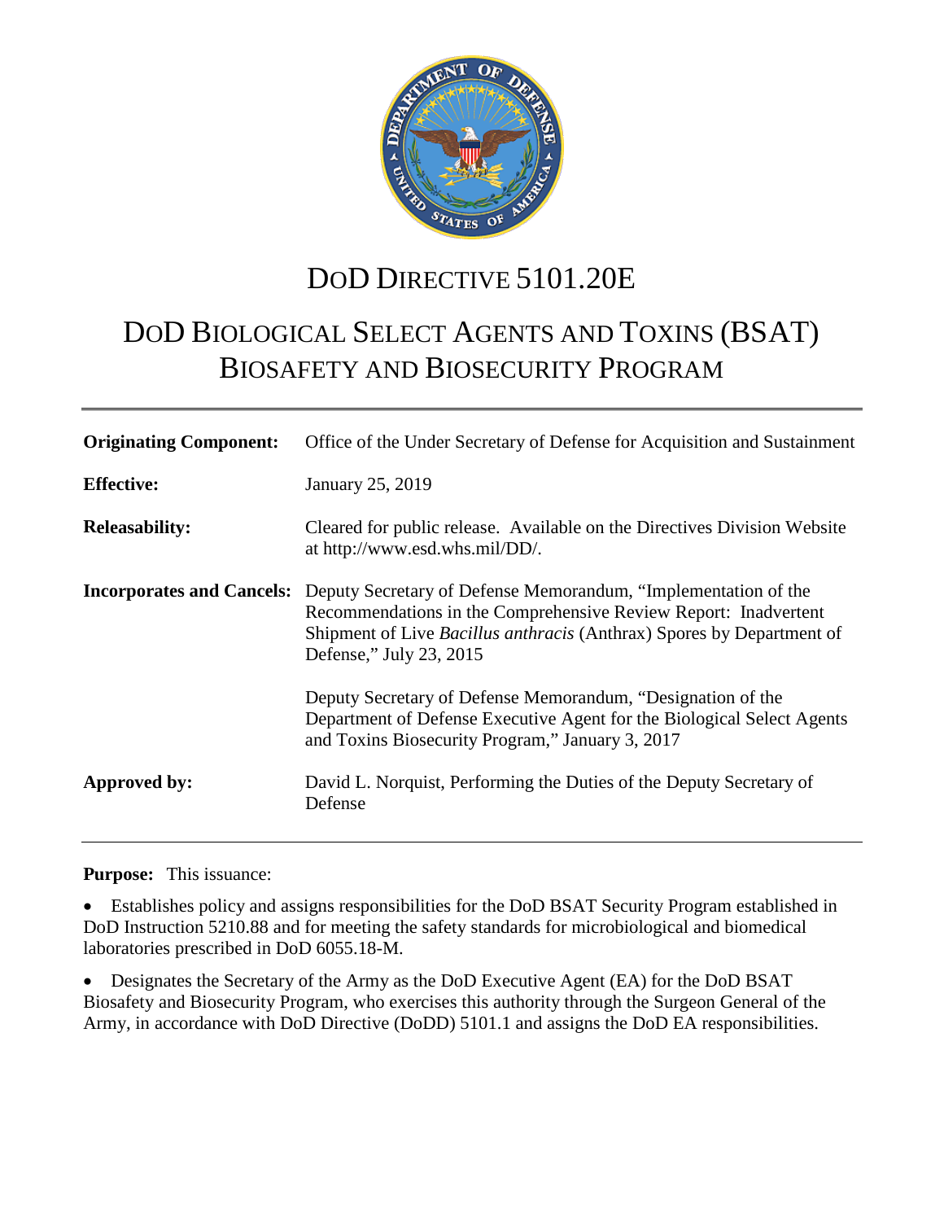# DoD DIRECTIVE 5101.20E

# DoD BIOLOGICAL SELECT AGENTS AND TOXINS (BSAT) BIOSAFETY AND BIOSECURITY PROGRAM

| | |
|---|---|
| **Originating Component:** | Office of the Under Secretary of Defense for Acquisition and Sustainment |
| **Effective:** | January 25, 2019 |
| **Releasability:** | Cleared for public release. Available on the Directives Division Website at http://www.esd.whs.mil/DD/. |
| **Incorporates and Cancels:** | Deputy Secretary of Defense Memorandum, "Implementation of the Recommendations in the Comprehensive Review Report: Inadvertent Shipment of Live *Bacillus anthracis* (Anthrax) Spores by Department of Defense," July 23, 2015<br><br>Deputy Secretary of Defense Memorandum, "Designation of the Department of Defense Executive Agent for the Biological Select Agents and Toxins Biosecurity Program," January 3, 2017 |
| **Approved by:** | David L. Norquist, Performing the Duties of the Deputy Secretary of Defense |

**Purpose:** This issuance:

- Establishes policy and assigns responsibilities for the DoD BSAT Security Program established in DoD Instruction 5210.88 and for meeting the safety standards for microbiological and biomedical laboratories prescribed in DoD 6055.18-M.

- Designates the Secretary of the Army as the DoD Executive Agent (EA) for the DoD BSAT Biosafety and Biosecurity Program, who exercises this authority through the Surgeon General of the Army, in accordance with DoD Directive (DoDD) 5101.1 and assigns the DoD EA responsibilities.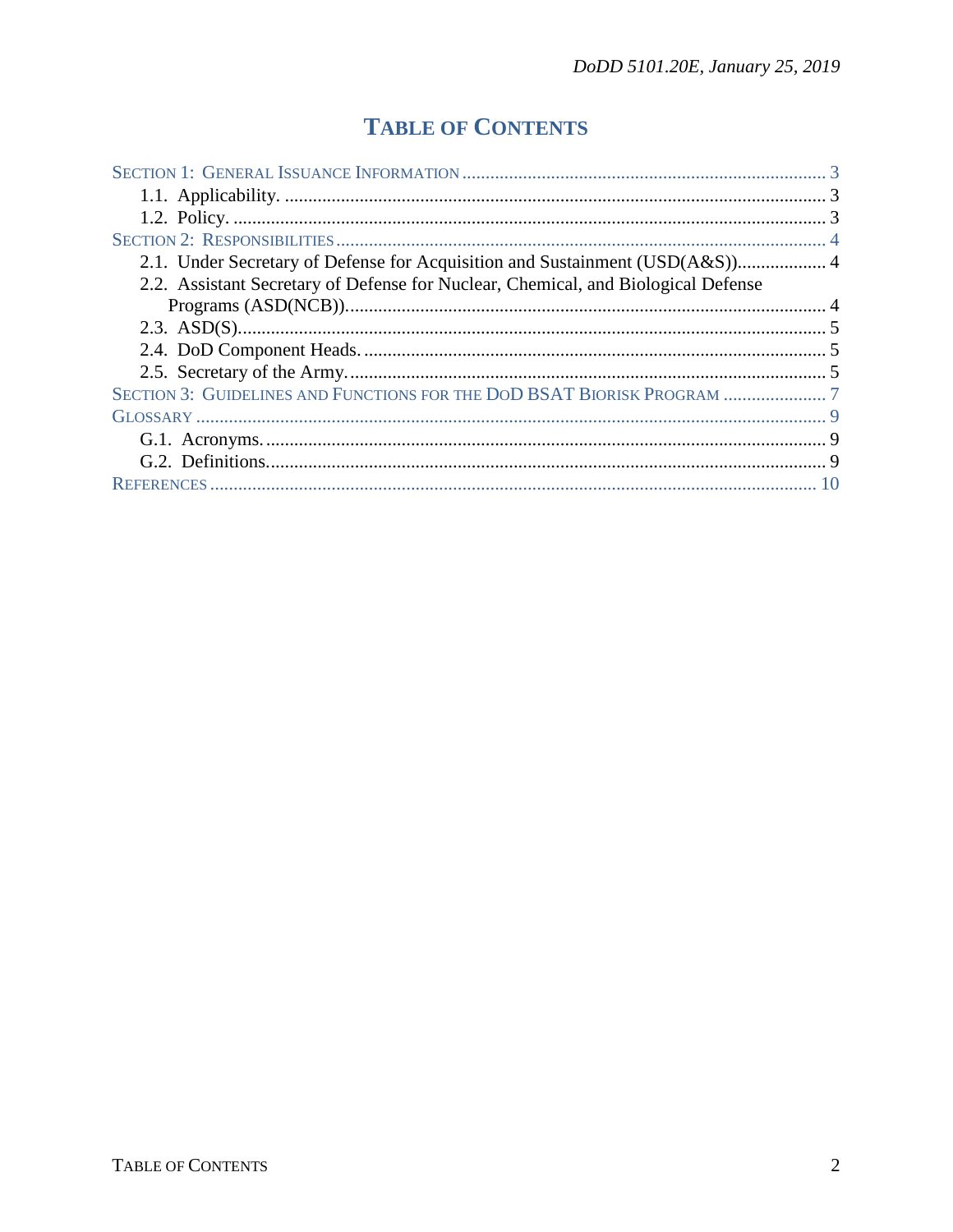# TABLE OF CONTENTS

SECTION 1: GENERAL ISSUANCE INFORMATION ............................................................................... 3
- 1.1. Applicability. ................................................................................................................... 3
- 1.2. Policy. .............................................................................................................................. 3

SECTION 2: RESPONSIBILITIES ......................................................................................................... 4
- 2.1. Under Secretary of Defense for Acquisition and Sustainment (USD(A&S))................... 4
- 2.2. Assistant Secretary of Defense for Nuclear, Chemical, and Biological Defense Programs (ASD(NCB)).................................................................................................... 4
- 2.3. ASD(S)............................................................................................................................. 5
- 2.4. DoD Component Heads. .................................................................................................. 5
- 2.5. Secretary of the Army....................................................................................................... 5

SECTION 3: GUIDELINES AND FUNCTIONS FOR THE DOD BSAT BIORISK PROGRAM ...................... 7

GLOSSARY ........................................................................................................................................ 9
- G.1. Acronyms........................................................................................................................ 9
- G.2. Definitions....................................................................................................................... 9

REFERENCES .................................................................................................................................. 10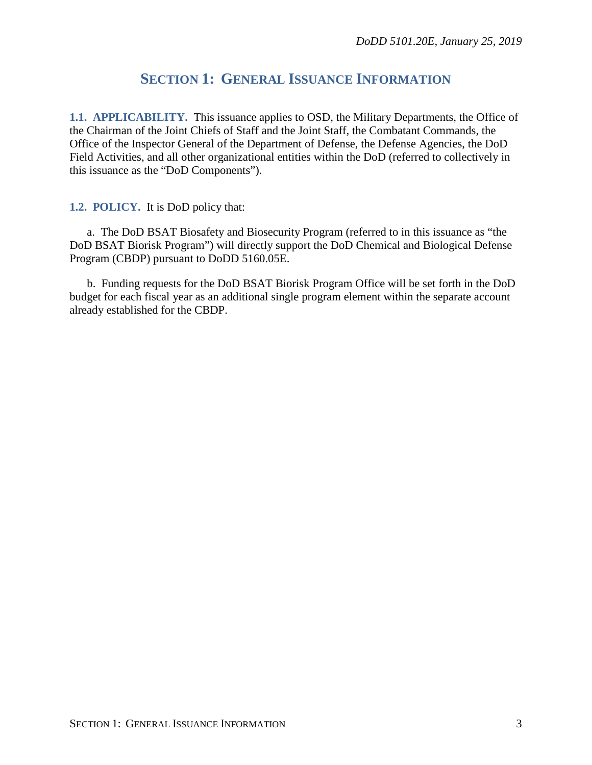# SECTION 1: GENERAL ISSUANCE INFORMATION

**1.1. APPLICABILITY.** This issuance applies to OSD, the Military Departments, the Office of the Chairman of the Joint Chiefs of Staff and the Joint Staff, the Combatant Commands, the Office of the Inspector General of the Department of Defense, the Defense Agencies, the DoD Field Activities, and all other organizational entities within the DoD (referred to collectively in this issuance as the "DoD Components").

**1.2. POLICY.** It is DoD policy that:

a. The DoD BSAT Biosafety and Biosecurity Program (referred to in this issuance as "the DoD BSAT Biorisk Program") will directly support the DoD Chemical and Biological Defense Program (CBDP) pursuant to DoDD 5160.05E.

b. Funding requests for the DoD BSAT Biorisk Program Office will be set forth in the DoD budget for each fiscal year as an additional single program element within the separate account already established for the CBDP.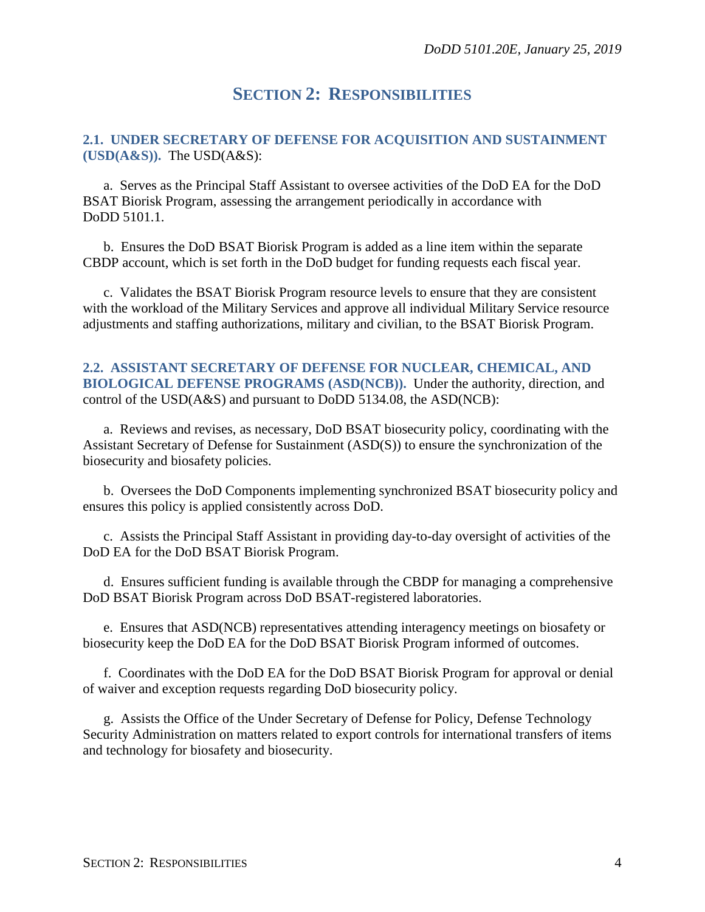## SECTION 2: RESPONSIBILITIES

**2.1. UNDER SECRETARY OF DEFENSE FOR ACQUISITION AND SUSTAINMENT (USD(A&S)).** The USD(A&S):

a. Serves as the Principal Staff Assistant to oversee activities of the DoD EA for the DoD BSAT Biorisk Program, assessing the arrangement periodically in accordance with DoDD 5101.1.

b. Ensures the DoD BSAT Biorisk Program is added as a line item within the separate CBDP account, which is set forth in the DoD budget for funding requests each fiscal year.

c. Validates the BSAT Biorisk Program resource levels to ensure that they are consistent with the workload of the Military Services and approve all individual Military Service resource adjustments and staffing authorizations, military and civilian, to the BSAT Biorisk Program.

**2.2. ASSISTANT SECRETARY OF DEFENSE FOR NUCLEAR, CHEMICAL, AND BIOLOGICAL DEFENSE PROGRAMS (ASD(NCB)).** Under the authority, direction, and control of the USD(A&S) and pursuant to DoDD 5134.08, the ASD(NCB):

a. Reviews and revises, as necessary, DoD BSAT biosecurity policy, coordinating with the Assistant Secretary of Defense for Sustainment (ASD(S)) to ensure the synchronization of the biosecurity and biosafety policies.

b. Oversees the DoD Components implementing synchronized BSAT biosecurity policy and ensures this policy is applied consistently across DoD.

c. Assists the Principal Staff Assistant in providing day-to-day oversight of activities of the DoD EA for the DoD BSAT Biorisk Program.

d. Ensures sufficient funding is available through the CBDP for managing a comprehensive DoD BSAT Biorisk Program across DoD BSAT-registered laboratories.

e. Ensures that ASD(NCB) representatives attending interagency meetings on biosafety or biosecurity keep the DoD EA for the DoD BSAT Biorisk Program informed of outcomes.

f. Coordinates with the DoD EA for the DoD BSAT Biorisk Program for approval or denial of waiver and exception requests regarding DoD biosecurity policy.

g. Assists the Office of the Under Secretary of Defense for Policy, Defense Technology Security Administration on matters related to export controls for international transfers of items and technology for biosafety and biosecurity.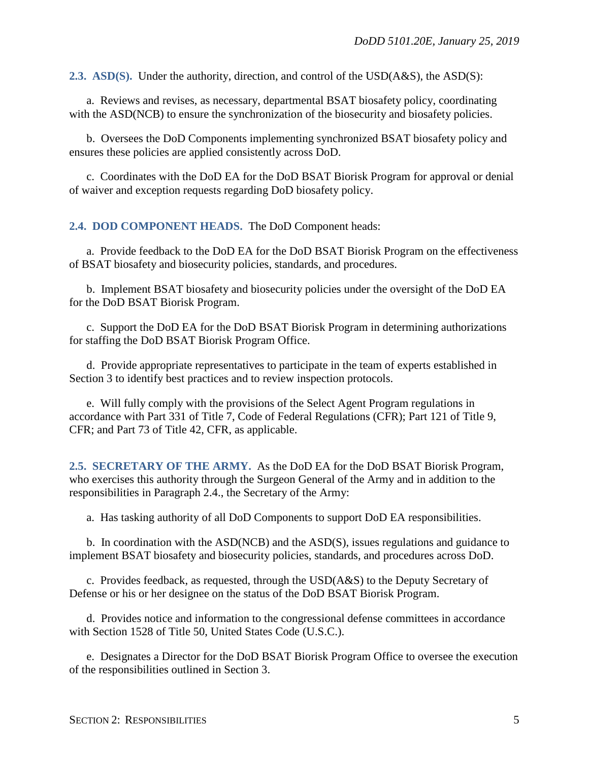**2.3. ASD(S).** Under the authority, direction, and control of the USD(A&S), the ASD(S):

a. Reviews and revises, as necessary, departmental BSAT biosafety policy, coordinating with the ASD(NCB) to ensure the synchronization of the biosecurity and biosafety policies.

b. Oversees the DoD Components implementing synchronized BSAT biosafety policy and ensures these policies are applied consistently across DoD.

c. Coordinates with the DoD EA for the DoD BSAT Biorisk Program for approval or denial of waiver and exception requests regarding DoD biosafety policy.

**2.4. DOD COMPONENT HEADS.** The DoD Component heads:

a. Provide feedback to the DoD EA for the DoD BSAT Biorisk Program on the effectiveness of BSAT biosafety and biosecurity policies, standards, and procedures.

b. Implement BSAT biosafety and biosecurity policies under the oversight of the DoD EA for the DoD BSAT Biorisk Program.

c. Support the DoD EA for the DoD BSAT Biorisk Program in determining authorizations for staffing the DoD BSAT Biorisk Program Office.

d. Provide appropriate representatives to participate in the team of experts established in Section 3 to identify best practices and to review inspection protocols.

e. Will fully comply with the provisions of the Select Agent Program regulations in accordance with Part 331 of Title 7, Code of Federal Regulations (CFR); Part 121 of Title 9, CFR; and Part 73 of Title 42, CFR, as applicable.

**2.5. SECRETARY OF THE ARMY.** As the DoD EA for the DoD BSAT Biorisk Program, who exercises this authority through the Surgeon General of the Army and in addition to the responsibilities in Paragraph 2.4., the Secretary of the Army:

a. Has tasking authority of all DoD Components to support DoD EA responsibilities.

b. In coordination with the ASD(NCB) and the ASD(S), issues regulations and guidance to implement BSAT biosafety and biosecurity policies, standards, and procedures across DoD.

c. Provides feedback, as requested, through the USD(A&S) to the Deputy Secretary of Defense or his or her designee on the status of the DoD BSAT Biorisk Program.

d. Provides notice and information to the congressional defense committees in accordance with Section 1528 of Title 50, United States Code (U.S.C.).

e. Designates a Director for the DoD BSAT Biorisk Program Office to oversee the execution of the responsibilities outlined in Section 3.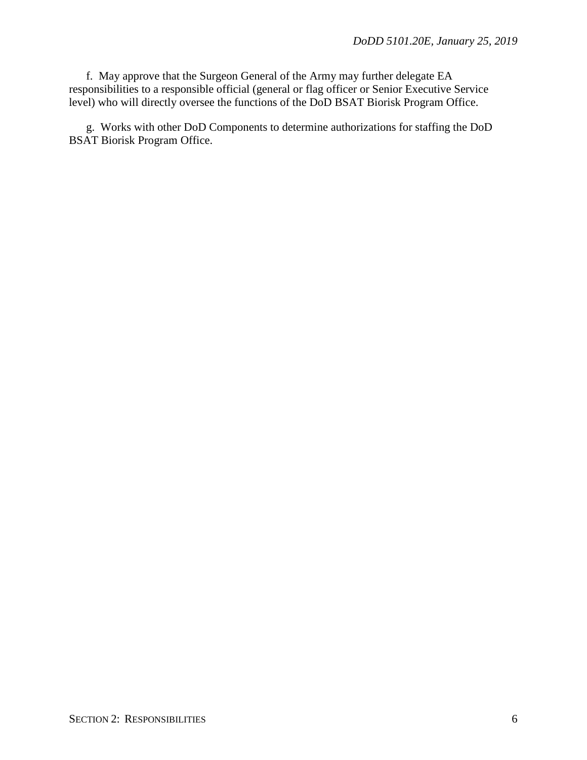f. May approve that the Surgeon General of the Army may further delegate EA responsibilities to a responsible official (general or flag officer or Senior Executive Service level) who will directly oversee the functions of the DoD BSAT Biorisk Program Office.

g. Works with other DoD Components to determine authorizations for staffing the DoD BSAT Biorisk Program Office.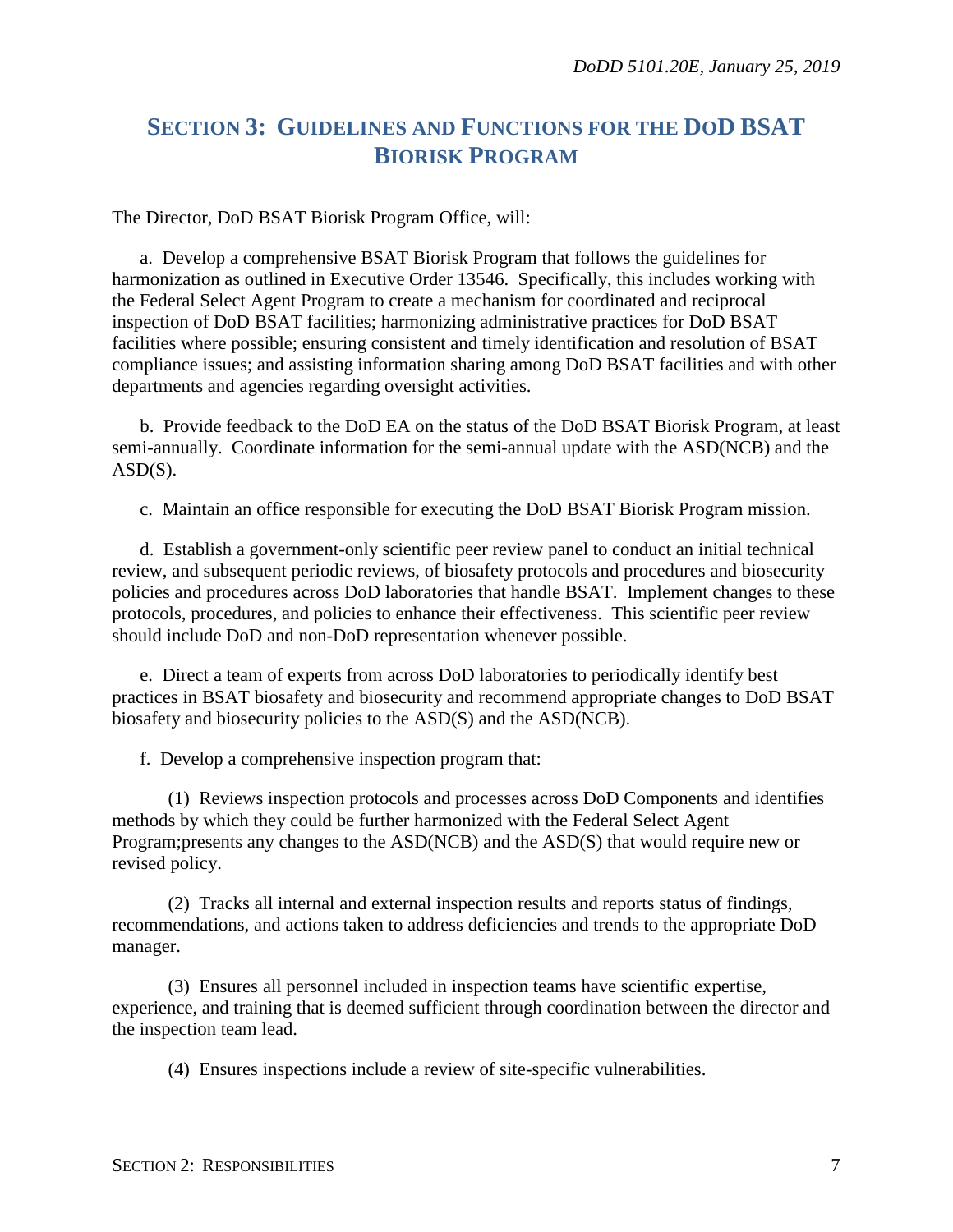# SECTION 3: GUIDELINES AND FUNCTIONS FOR THE DOD BSAT BIORISK PROGRAM

The Director, DoD BSAT Biorisk Program Office, will:

a. Develop a comprehensive BSAT Biorisk Program that follows the guidelines for harmonization as outlined in Executive Order 13546. Specifically, this includes working with the Federal Select Agent Program to create a mechanism for coordinated and reciprocal inspection of DoD BSAT facilities; harmonizing administrative practices for DoD BSAT facilities where possible; ensuring consistent and timely identification and resolution of BSAT compliance issues; and assisting information sharing among DoD BSAT facilities and with other departments and agencies regarding oversight activities.

b. Provide feedback to the DoD EA on the status of the DoD BSAT Biorisk Program, at least semi-annually. Coordinate information for the semi-annual update with the ASD(NCB) and the ASD(S).

c. Maintain an office responsible for executing the DoD BSAT Biorisk Program mission.

d. Establish a government-only scientific peer review panel to conduct an initial technical review, and subsequent periodic reviews, of biosafety protocols and procedures and biosecurity policies and procedures across DoD laboratories that handle BSAT. Implement changes to these protocols, procedures, and policies to enhance their effectiveness. This scientific peer review should include DoD and non-DoD representation whenever possible.

e. Direct a team of experts from across DoD laboratories to periodically identify best practices in BSAT biosafety and biosecurity and recommend appropriate changes to DoD BSAT biosafety and biosecurity policies to the ASD(S) and the ASD(NCB).

f. Develop a comprehensive inspection program that:

(1) Reviews inspection protocols and processes across DoD Components and identifies methods by which they could be further harmonized with the Federal Select Agent Program;presents any changes to the ASD(NCB) and the ASD(S) that would require new or revised policy.

(2) Tracks all internal and external inspection results and reports status of findings, recommendations, and actions taken to address deficiencies and trends to the appropriate DoD manager.

(3) Ensures all personnel included in inspection teams have scientific expertise, experience, and training that is deemed sufficient through coordination between the director and the inspection team lead.

(4) Ensures inspections include a review of site-specific vulnerabilities.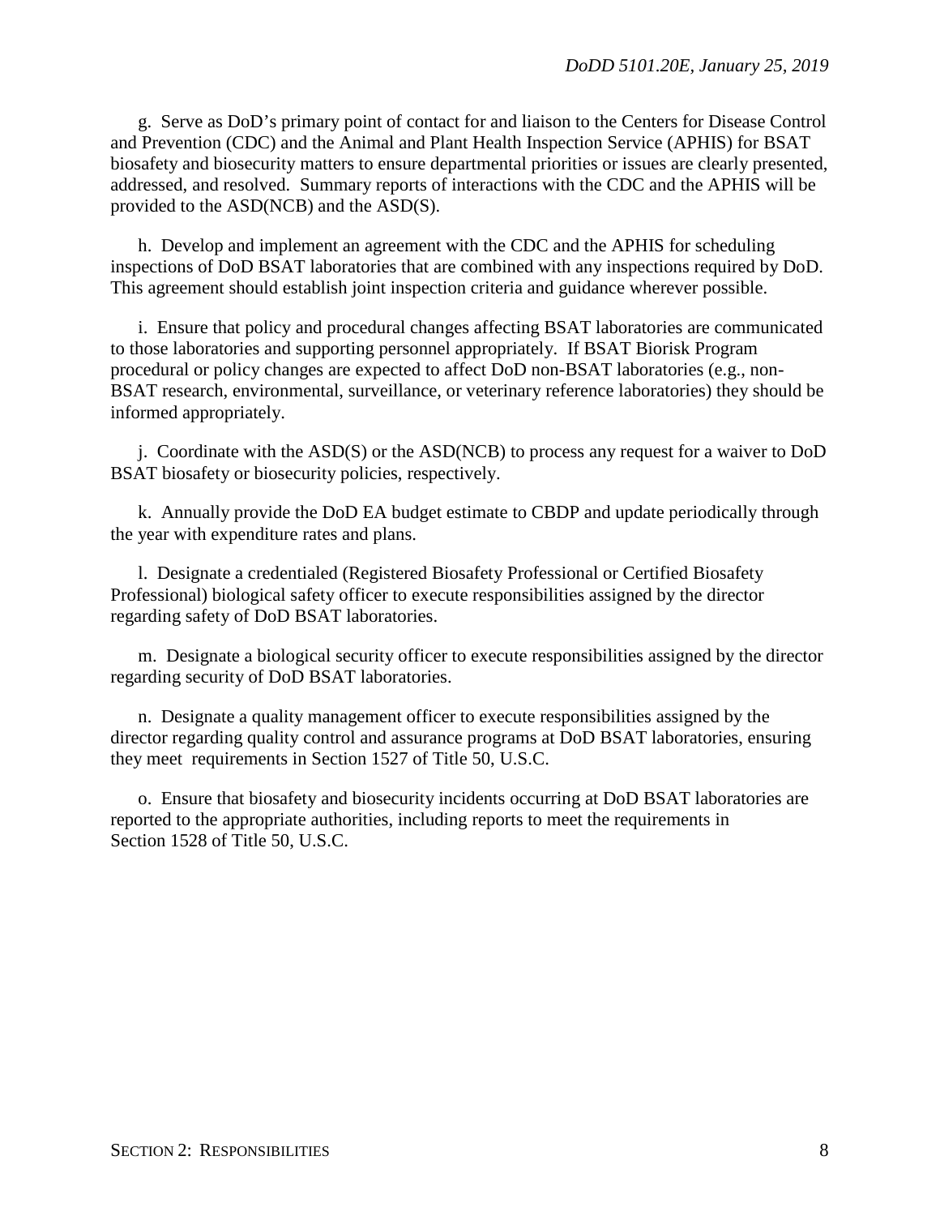g. Serve as DoD's primary point of contact for and liaison to the Centers for Disease Control and Prevention (CDC) and the Animal and Plant Health Inspection Service (APHIS) for BSAT biosafety and biosecurity matters to ensure departmental priorities or issues are clearly presented, addressed, and resolved. Summary reports of interactions with the CDC and the APHIS will be provided to the ASD(NCB) and the ASD(S).

h. Develop and implement an agreement with the CDC and the APHIS for scheduling inspections of DoD BSAT laboratories that are combined with any inspections required by DoD. This agreement should establish joint inspection criteria and guidance wherever possible.

i. Ensure that policy and procedural changes affecting BSAT laboratories are communicated to those laboratories and supporting personnel appropriately. If BSAT Biorisk Program procedural or policy changes are expected to affect DoD non-BSAT laboratories (e.g., non-BSAT research, environmental, surveillance, or veterinary reference laboratories) they should be informed appropriately.

j. Coordinate with the ASD(S) or the ASD(NCB) to process any request for a waiver to DoD BSAT biosafety or biosecurity policies, respectively.

k. Annually provide the DoD EA budget estimate to CBDP and update periodically through the year with expenditure rates and plans.

l. Designate a credentialed (Registered Biosafety Professional or Certified Biosafety Professional) biological safety officer to execute responsibilities assigned by the director regarding safety of DoD BSAT laboratories.

m. Designate a biological security officer to execute responsibilities assigned by the director regarding security of DoD BSAT laboratories.

n. Designate a quality management officer to execute responsibilities assigned by the director regarding quality control and assurance programs at DoD BSAT laboratories, ensuring they meet requirements in Section 1527 of Title 50, U.S.C.

o. Ensure that biosafety and biosecurity incidents occurring at DoD BSAT laboratories are reported to the appropriate authorities, including reports to meet the requirements in Section 1528 of Title 50, U.S.C.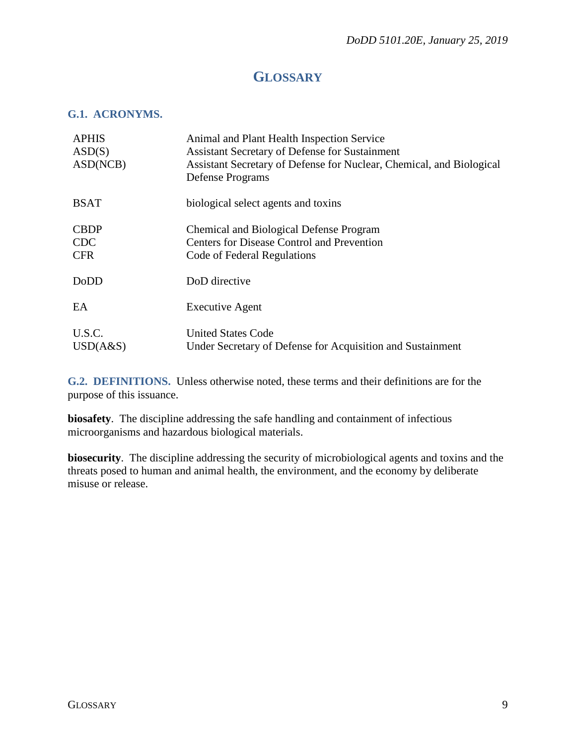# GLOSSARY

## G.1. ACRONYMS.

| | |
|---|---|
| APHIS | Animal and Plant Health Inspection Service |
| ASD(S) | Assistant Secretary of Defense for Sustainment |
| ASD(NCB) | Assistant Secretary of Defense for Nuclear, Chemical, and Biological Defense Programs |
| BSAT | biological select agents and toxins |
| CBDP | Chemical and Biological Defense Program |
| CDC | Centers for Disease Control and Prevention |
| CFR | Code of Federal Regulations |
| DoDD | DoD directive |
| EA | Executive Agent |
| U.S.C. | United States Code |
| USD(A&S) | Under Secretary of Defense for Acquisition and Sustainment |

## G.2. DEFINITIONS.

Unless otherwise noted, these terms and their definitions are for the purpose of this issuance.

**biosafety**. The discipline addressing the safe handling and containment of infectious microorganisms and hazardous biological materials.

**biosecurity**. The discipline addressing the security of microbiological agents and toxins and the threats posed to human and animal health, the environment, and the economy by deliberate misuse or release.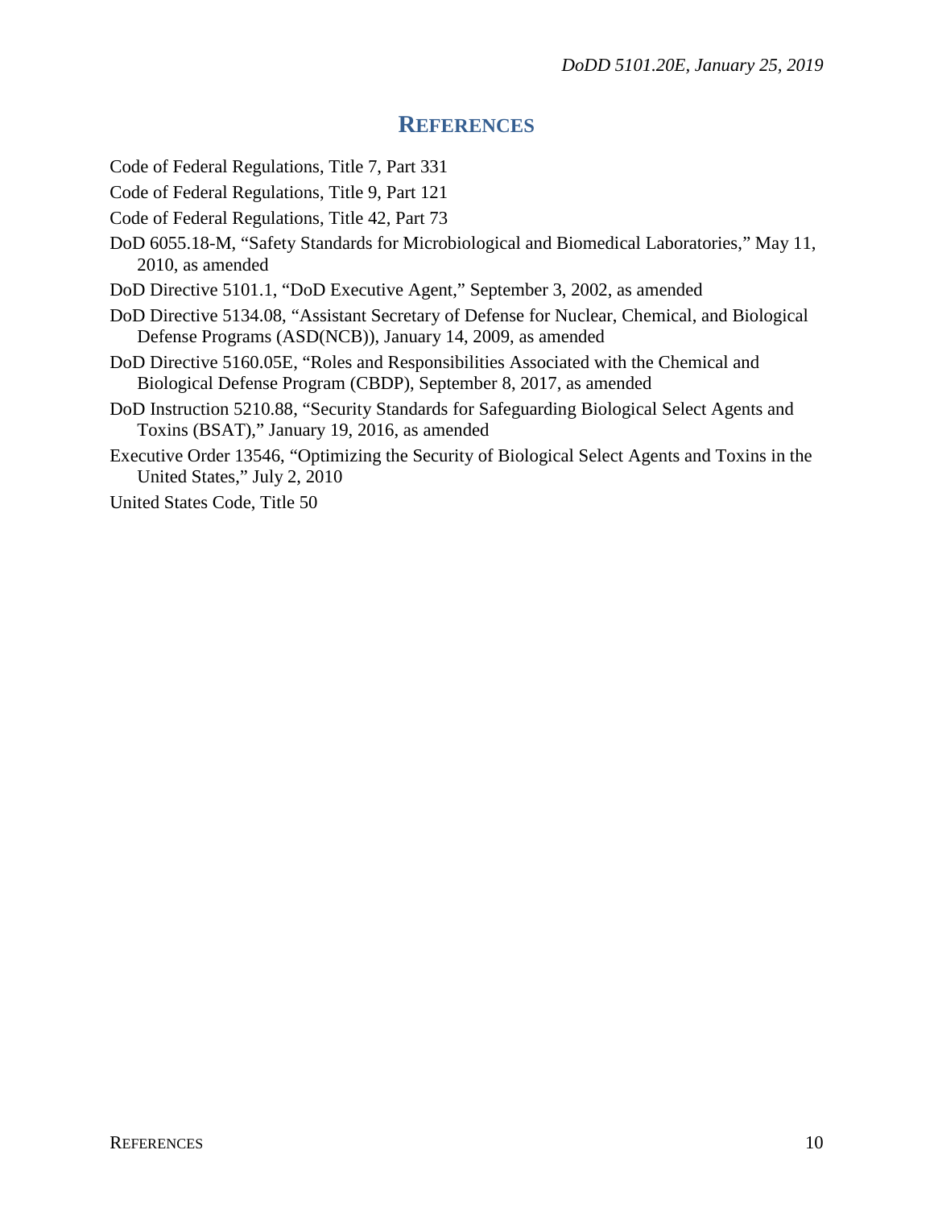## REFERENCES

Code of Federal Regulations, Title 7, Part 331

Code of Federal Regulations, Title 9, Part 121

Code of Federal Regulations, Title 42, Part 73

DoD 6055.18-M, "Safety Standards for Microbiological and Biomedical Laboratories," May 11, 2010, as amended

DoD Directive 5101.1, "DoD Executive Agent," September 3, 2002, as amended

DoD Directive 5134.08, "Assistant Secretary of Defense for Nuclear, Chemical, and Biological Defense Programs (ASD(NCB)), January 14, 2009, as amended

DoD Directive 5160.05E, "Roles and Responsibilities Associated with the Chemical and Biological Defense Program (CBDP), September 8, 2017, as amended

DoD Instruction 5210.88, "Security Standards for Safeguarding Biological Select Agents and Toxins (BSAT)," January 19, 2016, as amended

Executive Order 13546, "Optimizing the Security of Biological Select Agents and Toxins in the United States," July 2, 2010

United States Code, Title 50